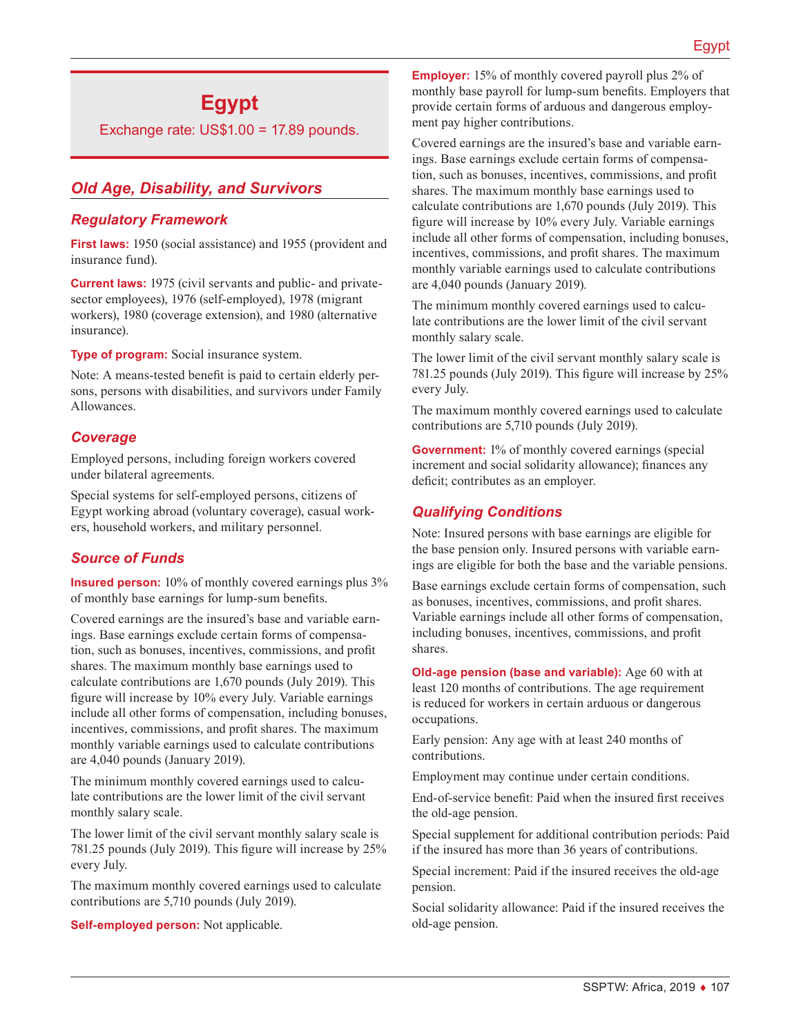# Egypt

Exchange rate: US$1.00 = 17.89 pounds.

## Old Age, Disability, and Survivors

### Regulatory Framework

**First laws:** 1950 (social assistance) and 1955 (provident and insurance fund).

**Current laws:** 1975 (civil servants and public- and private-sector employees), 1976 (self-employed), 1978 (migrant workers), 1980 (coverage extension), and 1980 (alternative insurance).

**Type of program:** Social insurance system.

Note: A means-tested benefit is paid to certain elderly persons, persons with disabilities, and survivors under Family Allowances.

### Coverage

Employed persons, including foreign workers covered under bilateral agreements.

Special systems for self-employed persons, citizens of Egypt working abroad (voluntary coverage), casual workers, household workers, and military personnel.

### Source of Funds

**Insured person:** 10% of monthly covered earnings plus 3% of monthly base earnings for lump-sum benefits.

Covered earnings are the insured's base and variable earnings. Base earnings exclude certain forms of compensation, such as bonuses, incentives, commissions, and profit shares. The maximum monthly base earnings used to calculate contributions are 1,670 pounds (July 2019). This figure will increase by 10% every July. Variable earnings include all other forms of compensation, including bonuses, incentives, commissions, and profit shares. The maximum monthly variable earnings used to calculate contributions are 4,040 pounds (January 2019).

The minimum monthly covered earnings used to calculate contributions are the lower limit of the civil servant monthly salary scale.

The lower limit of the civil servant monthly salary scale is 781.25 pounds (July 2019). This figure will increase by 25% every July.

The maximum monthly covered earnings used to calculate contributions are 5,710 pounds (July 2019).

**Self-employed person:** Not applicable.

**Employer:** 15% of monthly covered payroll plus 2% of monthly base payroll for lump-sum benefits. Employers that provide certain forms of arduous and dangerous employment pay higher contributions.

Covered earnings are the insured's base and variable earnings. Base earnings exclude certain forms of compensation, such as bonuses, incentives, commissions, and profit shares. The maximum monthly base earnings used to calculate contributions are 1,670 pounds (July 2019). This figure will increase by 10% every July. Variable earnings include all other forms of compensation, including bonuses, incentives, commissions, and profit shares. The maximum monthly variable earnings used to calculate contributions are 4,040 pounds (January 2019).

The minimum monthly covered earnings used to calculate contributions are the lower limit of the civil servant monthly salary scale.

The lower limit of the civil servant monthly salary scale is 781.25 pounds (July 2019). This figure will increase by 25% every July.

The maximum monthly covered earnings used to calculate contributions are 5,710 pounds (July 2019).

**Government:** 1% of monthly covered earnings (special increment and social solidarity allowance); finances any deficit; contributes as an employer.

### Qualifying Conditions

Note: Insured persons with base earnings are eligible for the base pension only. Insured persons with variable earnings are eligible for both the base and the variable pensions.

Base earnings exclude certain forms of compensation, such as bonuses, incentives, commissions, and profit shares. Variable earnings include all other forms of compensation, including bonuses, incentives, commissions, and profit shares.

**Old-age pension (base and variable):** Age 60 with at least 120 months of contributions. The age requirement is reduced for workers in certain arduous or dangerous occupations.

Early pension: Any age with at least 240 months of contributions.

Employment may continue under certain conditions.

End-of-service benefit: Paid when the insured first receives the old-age pension.

Special supplement for additional contribution periods: Paid if the insured has more than 36 years of contributions.

Special increment: Paid if the insured receives the old-age pension.

Social solidarity allowance: Paid if the insured receives the old-age pension.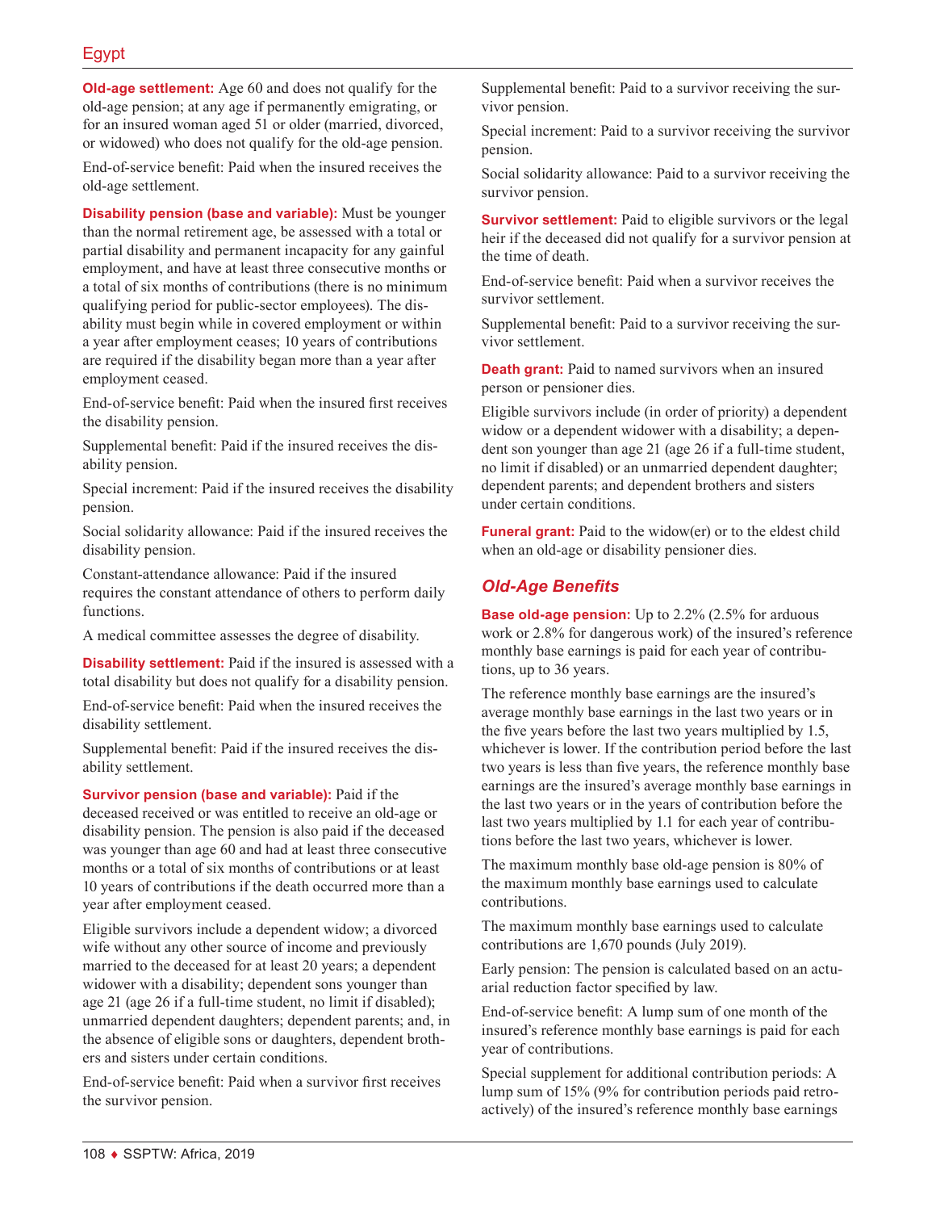**Old-age settlement:** Age 60 and does not qualify for the old-age pension; at any age if permanently emigrating, or for an insured woman aged 51 or older (married, divorced, or widowed) who does not qualify for the old-age pension.

End-of-service benefit: Paid when the insured receives the old-age settlement.

**Disability pension (base and variable):** Must be younger than the normal retirement age, be assessed with a total or partial disability and permanent incapacity for any gainful employment, and have at least three consecutive months or a total of six months of contributions (there is no minimum qualifying period for public-sector employees). The disability must begin while in covered employment or within a year after employment ceases; 10 years of contributions are required if the disability began more than a year after employment ceased.

End-of-service benefit: Paid when the insured first receives the disability pension.

Supplemental benefit: Paid if the insured receives the disability pension.

Special increment: Paid if the insured receives the disability pension.

Social solidarity allowance: Paid if the insured receives the disability pension.

Constant-attendance allowance: Paid if the insured requires the constant attendance of others to perform daily functions.

A medical committee assesses the degree of disability.

**Disability settlement:** Paid if the insured is assessed with a total disability but does not qualify for a disability pension.

End-of-service benefit: Paid when the insured receives the disability settlement.

Supplemental benefit: Paid if the insured receives the disability settlement.

**Survivor pension (base and variable):** Paid if the deceased received or was entitled to receive an old-age or disability pension. The pension is also paid if the deceased was younger than age 60 and had at least three consecutive months or a total of six months of contributions or at least 10 years of contributions if the death occurred more than a year after employment ceased.

Eligible survivors include a dependent widow; a divorced wife without any other source of income and previously married to the deceased for at least 20 years; a dependent widower with a disability; dependent sons younger than age 21 (age 26 if a full-time student, no limit if disabled); unmarried dependent daughters; dependent parents; and, in the absence of eligible sons or daughters, dependent brothers and sisters under certain conditions.

End-of-service benefit: Paid when a survivor first receives the survivor pension.

Supplemental benefit: Paid to a survivor receiving the survivor pension.

Special increment: Paid to a survivor receiving the survivor pension.

Social solidarity allowance: Paid to a survivor receiving the survivor pension.

**Survivor settlement:** Paid to eligible survivors or the legal heir if the deceased did not qualify for a survivor pension at the time of death.

End-of-service benefit: Paid when a survivor receives the survivor settlement.

Supplemental benefit: Paid to a survivor receiving the survivor settlement.

**Death grant:** Paid to named survivors when an insured person or pensioner dies.

Eligible survivors include (in order of priority) a dependent widow or a dependent widower with a disability; a dependent son younger than age 21 (age 26 if a full-time student, no limit if disabled) or an unmarried dependent daughter; dependent parents; and dependent brothers and sisters under certain conditions.

**Funeral grant:** Paid to the widow(er) or to the eldest child when an old-age or disability pensioner dies.

## *Old-Age Benefits*

**Base old-age pension:** Up to 2.2% (2.5% for arduous work or 2.8% for dangerous work) of the insured's reference monthly base earnings is paid for each year of contributions, up to 36 years.

The reference monthly base earnings are the insured's average monthly base earnings in the last two years or in the five years before the last two years multiplied by 1.5, whichever is lower. If the contribution period before the last two years is less than five years, the reference monthly base earnings are the insured's average monthly base earnings in the last two years or in the years of contribution before the last two years multiplied by 1.1 for each year of contributions before the last two years, whichever is lower.

The maximum monthly base old-age pension is 80% of the maximum monthly base earnings used to calculate contributions.

The maximum monthly base earnings used to calculate contributions are 1,670 pounds (July 2019).

Early pension: The pension is calculated based on an actuarial reduction factor specified by law.

End-of-service benefit: A lump sum of one month of the insured's reference monthly base earnings is paid for each year of contributions.

Special supplement for additional contribution periods: A lump sum of 15% (9% for contribution periods paid retroactively) of the insured's reference monthly base earnings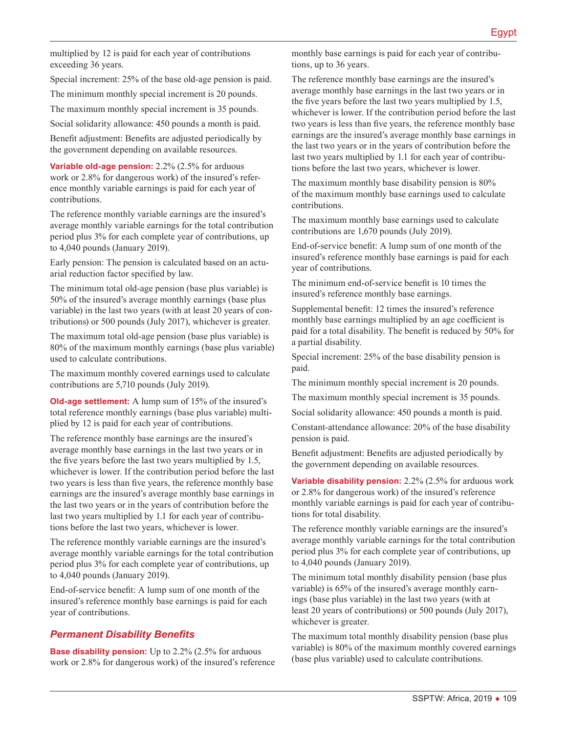multiplied by 12 is paid for each year of contributions exceeding 36 years.

Special increment: 25% of the base old-age pension is paid.

The minimum monthly special increment is 20 pounds.

The maximum monthly special increment is 35 pounds.

Social solidarity allowance: 450 pounds a month is paid.

Benefit adjustment: Benefits are adjusted periodically by the government depending on available resources.

**Variable old-age pension:** 2.2% (2.5% for arduous work or 2.8% for dangerous work) of the insured's reference monthly variable earnings is paid for each year of contributions.

The reference monthly variable earnings are the insured's average monthly variable earnings for the total contribution period plus 3% for each complete year of contributions, up to 4,040 pounds (January 2019).

Early pension: The pension is calculated based on an actuarial reduction factor specified by law.

The minimum total old-age pension (base plus variable) is 50% of the insured's average monthly earnings (base plus variable) in the last two years (with at least 20 years of contributions) or 500 pounds (July 2017), whichever is greater.

The maximum total old-age pension (base plus variable) is 80% of the maximum monthly earnings (base plus variable) used to calculate contributions.

The maximum monthly covered earnings used to calculate contributions are 5,710 pounds (July 2019).

**Old-age settlement:** A lump sum of 15% of the insured's total reference monthly earnings (base plus variable) multiplied by 12 is paid for each year of contributions.

The reference monthly base earnings are the insured's average monthly base earnings in the last two years or in the five years before the last two years multiplied by 1.5, whichever is lower. If the contribution period before the last two years is less than five years, the reference monthly base earnings are the insured's average monthly base earnings in the last two years or in the years of contribution before the last two years multiplied by 1.1 for each year of contributions before the last two years, whichever is lower.

The reference monthly variable earnings are the insured's average monthly variable earnings for the total contribution period plus 3% for each complete year of contributions, up to 4,040 pounds (January 2019).

End-of-service benefit: A lump sum of one month of the insured's reference monthly base earnings is paid for each year of contributions.

## *Permanent Disability Benefits*

**Base disability pension:** Up to 2.2% (2.5% for arduous work or 2.8% for dangerous work) of the insured's reference monthly base earnings is paid for each year of contributions, up to 36 years.

The reference monthly base earnings are the insured's average monthly base earnings in the last two years or in the five years before the last two years multiplied by 1.5, whichever is lower. If the contribution period before the last two years is less than five years, the reference monthly base earnings are the insured's average monthly base earnings in the last two years or in the years of contribution before the last two years multiplied by 1.1 for each year of contributions before the last two years, whichever is lower.

The maximum monthly base disability pension is 80% of the maximum monthly base earnings used to calculate contributions.

The maximum monthly base earnings used to calculate contributions are 1,670 pounds (July 2019).

End-of-service benefit: A lump sum of one month of the insured's reference monthly base earnings is paid for each year of contributions.

The minimum end-of-service benefit is 10 times the insured's reference monthly base earnings.

Supplemental benefit: 12 times the insured's reference monthly base earnings multiplied by an age coefficient is paid for a total disability. The benefit is reduced by 50% for a partial disability.

Special increment: 25% of the base disability pension is paid.

The minimum monthly special increment is 20 pounds.

The maximum monthly special increment is 35 pounds.

Social solidarity allowance: 450 pounds a month is paid.

Constant-attendance allowance: 20% of the base disability pension is paid.

Benefit adjustment: Benefits are adjusted periodically by the government depending on available resources.

**Variable disability pension:** 2.2% (2.5% for arduous work or 2.8% for dangerous work) of the insured's reference monthly variable earnings is paid for each year of contributions for total disability.

The reference monthly variable earnings are the insured's average monthly variable earnings for the total contribution period plus 3% for each complete year of contributions, up to 4,040 pounds (January 2019).

The minimum total monthly disability pension (base plus variable) is 65% of the insured's average monthly earnings (base plus variable) in the last two years (with at least 20 years of contributions) or 500 pounds (July 2017), whichever is greater.

The maximum total monthly disability pension (base plus variable) is 80% of the maximum monthly covered earnings (base plus variable) used to calculate contributions.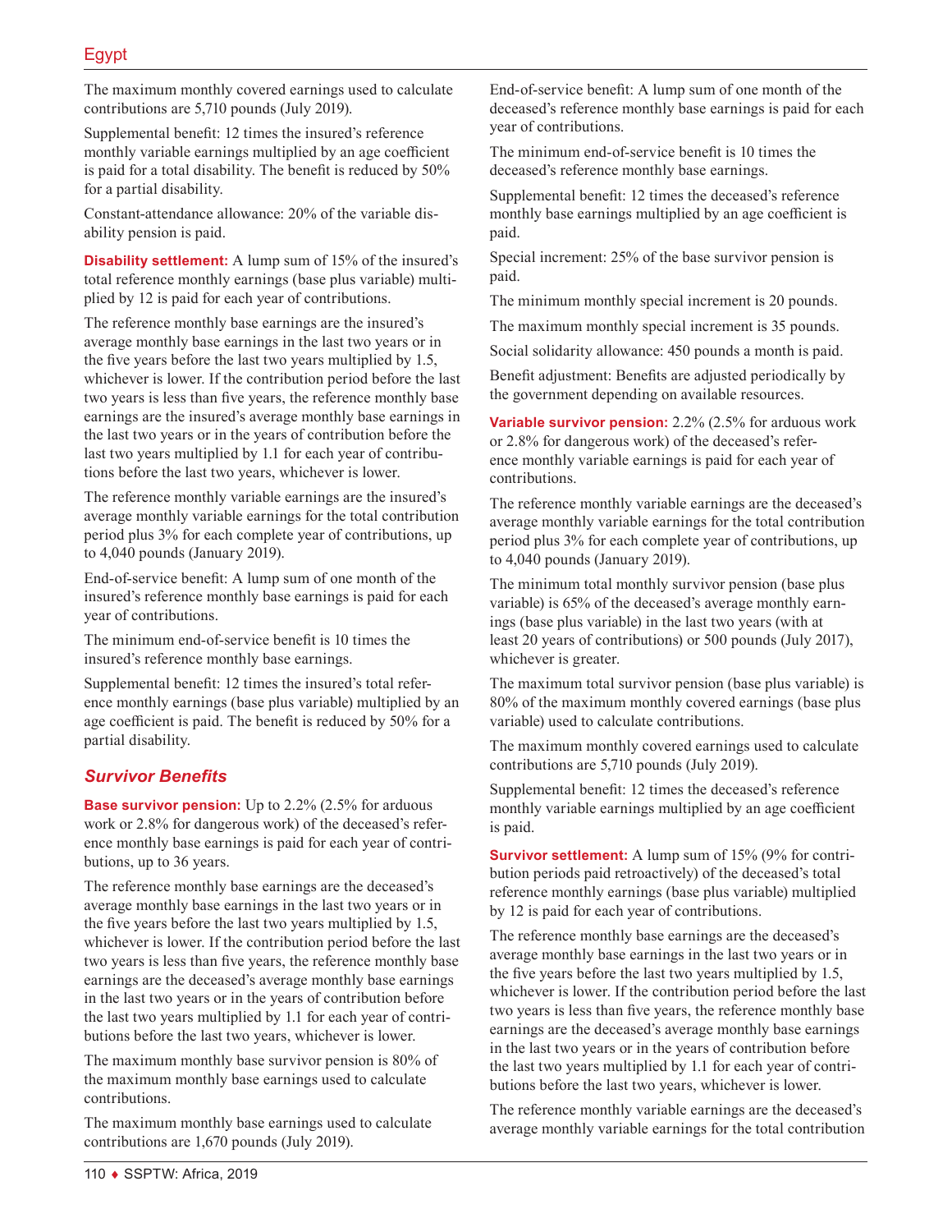The maximum monthly covered earnings used to calculate contributions are 5,710 pounds (July 2019).

Supplemental benefit: 12 times the insured's reference monthly variable earnings multiplied by an age coefficient is paid for a total disability. The benefit is reduced by 50% for a partial disability.

Constant-attendance allowance: 20% of the variable disability pension is paid.

**Disability settlement:** A lump sum of 15% of the insured's total reference monthly earnings (base plus variable) multiplied by 12 is paid for each year of contributions.

The reference monthly base earnings are the insured's average monthly base earnings in the last two years or in the five years before the last two years multiplied by 1.5, whichever is lower. If the contribution period before the last two years is less than five years, the reference monthly base earnings are the insured's average monthly base earnings in the last two years or in the years of contribution before the last two years multiplied by 1.1 for each year of contributions before the last two years, whichever is lower.

The reference monthly variable earnings are the insured's average monthly variable earnings for the total contribution period plus 3% for each complete year of contributions, up to 4,040 pounds (January 2019).

End-of-service benefit: A lump sum of one month of the insured's reference monthly base earnings is paid for each year of contributions.

The minimum end-of-service benefit is 10 times the insured's reference monthly base earnings.

Supplemental benefit: 12 times the insured's total reference monthly earnings (base plus variable) multiplied by an age coefficient is paid. The benefit is reduced by 50% for a partial disability.

## *Survivor Benefits*

**Base survivor pension:** Up to 2.2% (2.5% for arduous work or 2.8% for dangerous work) of the deceased's reference monthly base earnings is paid for each year of contributions, up to 36 years.

The reference monthly base earnings are the deceased's average monthly base earnings in the last two years or in the five years before the last two years multiplied by 1.5, whichever is lower. If the contribution period before the last two years is less than five years, the reference monthly base earnings are the deceased's average monthly base earnings in the last two years or in the years of contribution before the last two years multiplied by 1.1 for each year of contributions before the last two years, whichever is lower.

The maximum monthly base survivor pension is 80% of the maximum monthly base earnings used to calculate contributions.

The maximum monthly base earnings used to calculate contributions are 1,670 pounds (July 2019).

End-of-service benefit: A lump sum of one month of the deceased's reference monthly base earnings is paid for each year of contributions.

The minimum end-of-service benefit is 10 times the deceased's reference monthly base earnings.

Supplemental benefit: 12 times the deceased's reference monthly base earnings multiplied by an age coefficient is paid.

Special increment: 25% of the base survivor pension is paid.

The minimum monthly special increment is 20 pounds.

The maximum monthly special increment is 35 pounds.

Social solidarity allowance: 450 pounds a month is paid.

Benefit adjustment: Benefits are adjusted periodically by the government depending on available resources.

**Variable survivor pension:** 2.2% (2.5% for arduous work or 2.8% for dangerous work) of the deceased's reference monthly variable earnings is paid for each year of contributions.

The reference monthly variable earnings are the deceased's average monthly variable earnings for the total contribution period plus 3% for each complete year of contributions, up to 4,040 pounds (January 2019).

The minimum total monthly survivor pension (base plus variable) is 65% of the deceased's average monthly earnings (base plus variable) in the last two years (with at least 20 years of contributions) or 500 pounds (July 2017), whichever is greater.

The maximum total survivor pension (base plus variable) is 80% of the maximum monthly covered earnings (base plus variable) used to calculate contributions.

The maximum monthly covered earnings used to calculate contributions are 5,710 pounds (July 2019).

Supplemental benefit: 12 times the deceased's reference monthly variable earnings multiplied by an age coefficient is paid.

**Survivor settlement:** A lump sum of 15% (9% for contribution periods paid retroactively) of the deceased's total reference monthly earnings (base plus variable) multiplied by 12 is paid for each year of contributions.

The reference monthly base earnings are the deceased's average monthly base earnings in the last two years or in the five years before the last two years multiplied by 1.5, whichever is lower. If the contribution period before the last two years is less than five years, the reference monthly base earnings are the deceased's average monthly base earnings in the last two years or in the years of contribution before the last two years multiplied by 1.1 for each year of contributions before the last two years, whichever is lower.

The reference monthly variable earnings are the deceased's average monthly variable earnings for the total contribution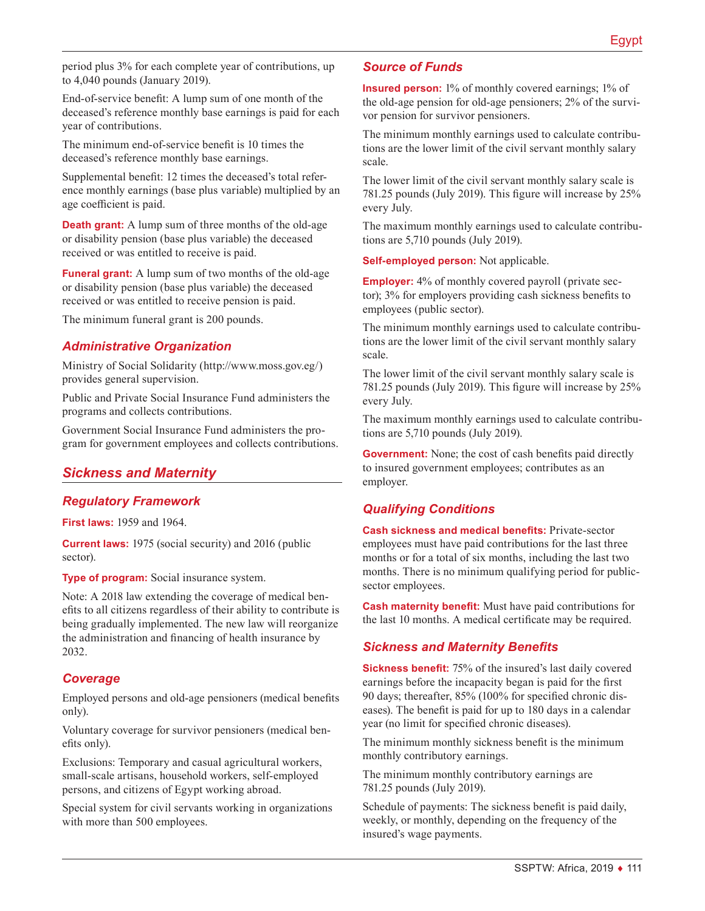period plus 3% for each complete year of contributions, up to 4,040 pounds (January 2019).

End-of-service benefit: A lump sum of one month of the deceased's reference monthly base earnings is paid for each year of contributions.

The minimum end-of-service benefit is 10 times the deceased's reference monthly base earnings.

Supplemental benefit: 12 times the deceased's total reference monthly earnings (base plus variable) multiplied by an age coefficient is paid.

**Death grant:** A lump sum of three months of the old-age or disability pension (base plus variable) the deceased received or was entitled to receive is paid.

**Funeral grant:** A lump sum of two months of the old-age or disability pension (base plus variable) the deceased received or was entitled to receive pension is paid.

The minimum funeral grant is 200 pounds.

### Administrative Organization

Ministry of Social Solidarity (http://www.moss.gov.eg/) provides general supervision.

Public and Private Social Insurance Fund administers the programs and collects contributions.

Government Social Insurance Fund administers the program for government employees and collects contributions.

## Sickness and Maternity

### Regulatory Framework

**First laws:** 1959 and 1964.

**Current laws:** 1975 (social security) and 2016 (public sector).

**Type of program:** Social insurance system.

Note: A 2018 law extending the coverage of medical benefits to all citizens regardless of their ability to contribute is being gradually implemented. The new law will reorganize the administration and financing of health insurance by 2032.

### Coverage

Employed persons and old-age pensioners (medical benefits only).

Voluntary coverage for survivor pensioners (medical benefits only).

Exclusions: Temporary and casual agricultural workers, small-scale artisans, household workers, self-employed persons, and citizens of Egypt working abroad.

Special system for civil servants working in organizations with more than 500 employees.

### Source of Funds

**Insured person:** 1% of monthly covered earnings; 1% of the old-age pension for old-age pensioners; 2% of the survivor pension for survivor pensioners.

The minimum monthly earnings used to calculate contributions are the lower limit of the civil servant monthly salary scale.

The lower limit of the civil servant monthly salary scale is 781.25 pounds (July 2019). This figure will increase by 25% every July.

The maximum monthly earnings used to calculate contributions are 5,710 pounds (July 2019).

**Self-employed person:** Not applicable.

**Employer:** 4% of monthly covered payroll (private sector); 3% for employers providing cash sickness benefits to employees (public sector).

The minimum monthly earnings used to calculate contributions are the lower limit of the civil servant monthly salary scale.

The lower limit of the civil servant monthly salary scale is 781.25 pounds (July 2019). This figure will increase by 25% every July.

The maximum monthly earnings used to calculate contributions are 5,710 pounds (July 2019).

**Government:** None; the cost of cash benefits paid directly to insured government employees; contributes as an employer.

### Qualifying Conditions

**Cash sickness and medical benefits:** Private-sector employees must have paid contributions for the last three months or for a total of six months, including the last two months. There is no minimum qualifying period for public-sector employees.

**Cash maternity benefit:** Must have paid contributions for the last 10 months. A medical certificate may be required.

### Sickness and Maternity Benefits

**Sickness benefit:** 75% of the insured's last daily covered earnings before the incapacity began is paid for the first 90 days; thereafter, 85% (100% for specified chronic diseases). The benefit is paid for up to 180 days in a calendar year (no limit for specified chronic diseases).

The minimum monthly sickness benefit is the minimum monthly contributory earnings.

The minimum monthly contributory earnings are 781.25 pounds (July 2019).

Schedule of payments: The sickness benefit is paid daily, weekly, or monthly, depending on the frequency of the insured's wage payments.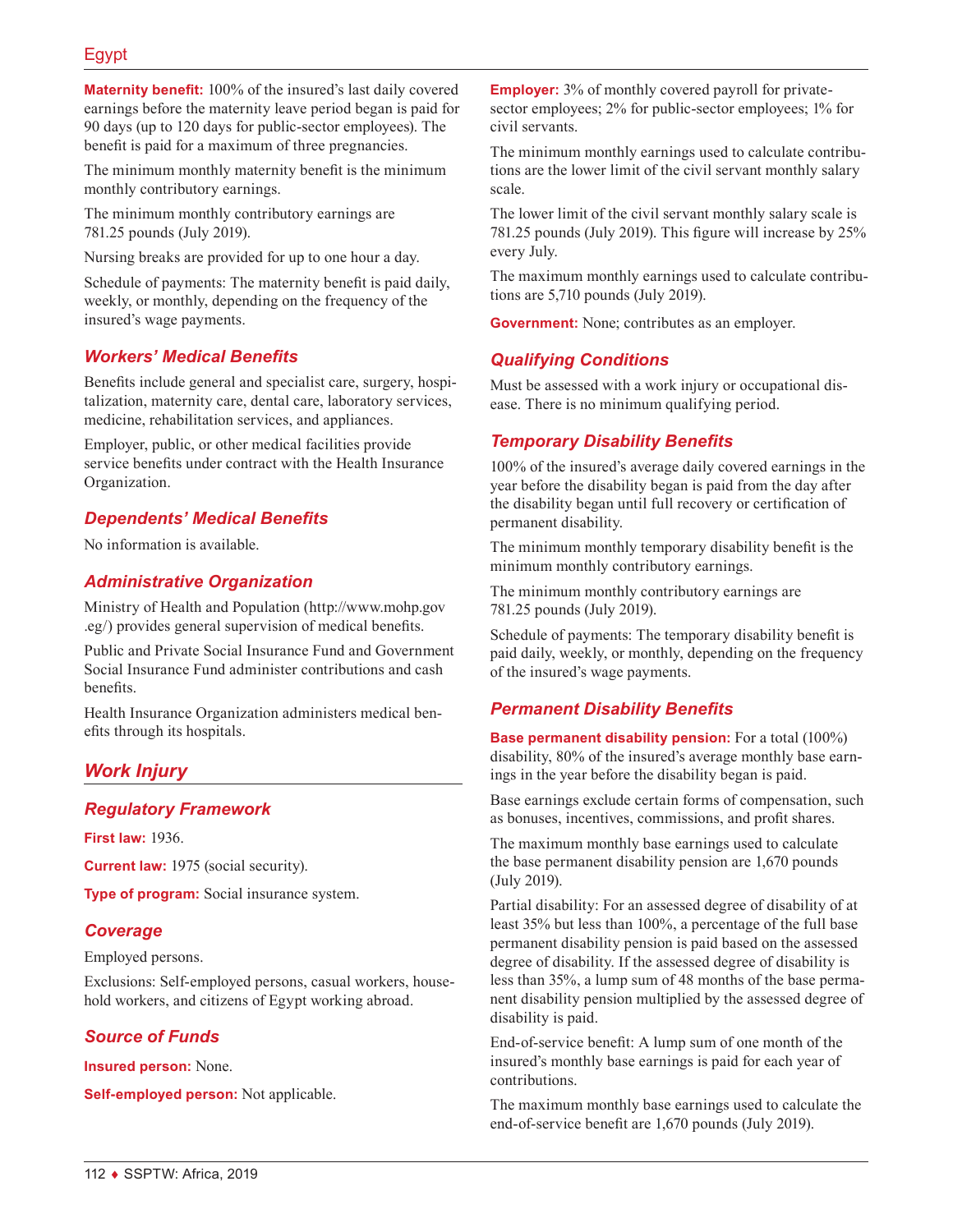**Maternity benefit:** 100% of the insured's last daily covered earnings before the maternity leave period began is paid for 90 days (up to 120 days for public-sector employees). The benefit is paid for a maximum of three pregnancies.

The minimum monthly maternity benefit is the minimum monthly contributory earnings.

The minimum monthly contributory earnings are 781.25 pounds (July 2019).

Nursing breaks are provided for up to one hour a day.

Schedule of payments: The maternity benefit is paid daily, weekly, or monthly, depending on the frequency of the insured's wage payments.

### *Workers' Medical Benefits*

Benefits include general and specialist care, surgery, hospitalization, maternity care, dental care, laboratory services, medicine, rehabilitation services, and appliances.

Employer, public, or other medical facilities provide service benefits under contract with the Health Insurance Organization.

### *Dependents' Medical Benefits*

No information is available.

### *Administrative Organization*

Ministry of Health and Population (http://www.mohp.gov.eg/) provides general supervision of medical benefits.

Public and Private Social Insurance Fund and Government Social Insurance Fund administer contributions and cash benefits.

Health Insurance Organization administers medical benefits through its hospitals.

## *Work Injury*

### *Regulatory Framework*

**First law:** 1936.

**Current law:** 1975 (social security).

**Type of program:** Social insurance system.

### *Coverage*

Employed persons.

Exclusions: Self-employed persons, casual workers, household workers, and citizens of Egypt working abroad.

### *Source of Funds*

**Insured person:** None.

**Self-employed person:** Not applicable.

**Employer:** 3% of monthly covered payroll for private-sector employees; 2% for public-sector employees; 1% for civil servants.

The minimum monthly earnings used to calculate contributions are the lower limit of the civil servant monthly salary scale.

The lower limit of the civil servant monthly salary scale is 781.25 pounds (July 2019). This figure will increase by 25% every July.

The maximum monthly earnings used to calculate contributions are 5,710 pounds (July 2019).

**Government:** None; contributes as an employer.

### *Qualifying Conditions*

Must be assessed with a work injury or occupational disease. There is no minimum qualifying period.

### *Temporary Disability Benefits*

100% of the insured's average daily covered earnings in the year before the disability began is paid from the day after the disability began until full recovery or certification of permanent disability.

The minimum monthly temporary disability benefit is the minimum monthly contributory earnings.

The minimum monthly contributory earnings are 781.25 pounds (July 2019).

Schedule of payments: The temporary disability benefit is paid daily, weekly, or monthly, depending on the frequency of the insured's wage payments.

### *Permanent Disability Benefits*

**Base permanent disability pension:** For a total (100%) disability, 80% of the insured's average monthly base earnings in the year before the disability began is paid.

Base earnings exclude certain forms of compensation, such as bonuses, incentives, commissions, and profit shares.

The maximum monthly base earnings used to calculate the base permanent disability pension are 1,670 pounds (July 2019).

Partial disability: For an assessed degree of disability of at least 35% but less than 100%, a percentage of the full base permanent disability pension is paid based on the assessed degree of disability. If the assessed degree of disability is less than 35%, a lump sum of 48 months of the base permanent disability pension multiplied by the assessed degree of disability is paid.

End-of-service benefit: A lump sum of one month of the insured's monthly base earnings is paid for each year of contributions.

The maximum monthly base earnings used to calculate the end-of-service benefit are 1,670 pounds (July 2019).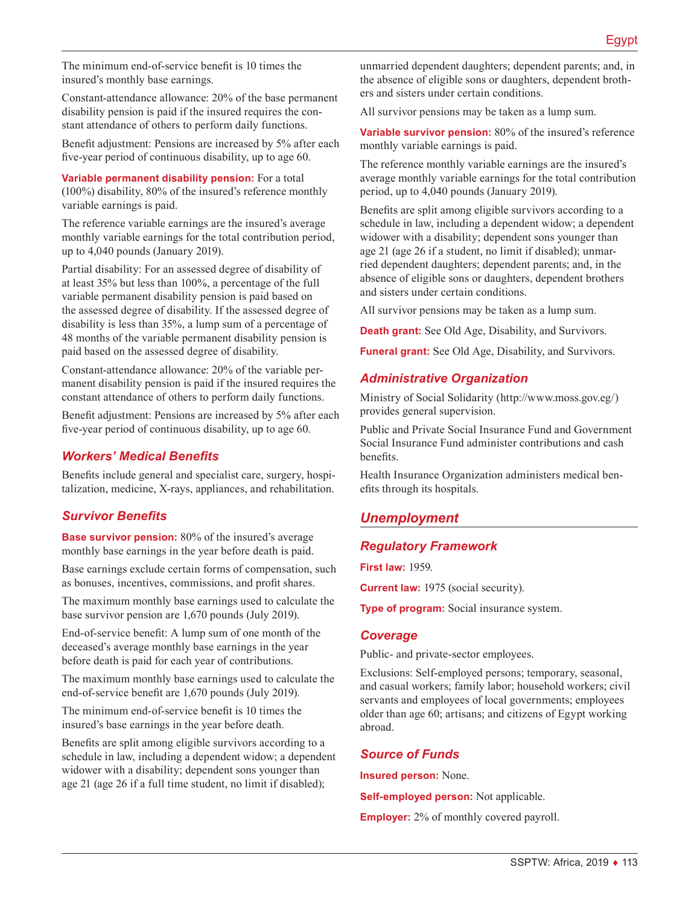The minimum end-of-service benefit is 10 times the insured's monthly base earnings.

Constant-attendance allowance: 20% of the base permanent disability pension is paid if the insured requires the constant attendance of others to perform daily functions.

Benefit adjustment: Pensions are increased by 5% after each five-year period of continuous disability, up to age 60.

**Variable permanent disability pension:** For a total (100%) disability, 80% of the insured's reference monthly variable earnings is paid.

The reference variable earnings are the insured's average monthly variable earnings for the total contribution period, up to 4,040 pounds (January 2019).

Partial disability: For an assessed degree of disability of at least 35% but less than 100%, a percentage of the full variable permanent disability pension is paid based on the assessed degree of disability. If the assessed degree of disability is less than 35%, a lump sum of a percentage of 48 months of the variable permanent disability pension is paid based on the assessed degree of disability.

Constant-attendance allowance: 20% of the variable permanent disability pension is paid if the insured requires the constant attendance of others to perform daily functions.

Benefit adjustment: Pensions are increased by 5% after each five-year period of continuous disability, up to age 60.

### Workers' Medical Benefits

Benefits include general and specialist care, surgery, hospitalization, medicine, X-rays, appliances, and rehabilitation.

### Survivor Benefits

**Base survivor pension:** 80% of the insured's average monthly base earnings in the year before death is paid.

Base earnings exclude certain forms of compensation, such as bonuses, incentives, commissions, and profit shares.

The maximum monthly base earnings used to calculate the base survivor pension are 1,670 pounds (July 2019).

End-of-service benefit: A lump sum of one month of the deceased's average monthly base earnings in the year before death is paid for each year of contributions.

The maximum monthly base earnings used to calculate the end-of-service benefit are 1,670 pounds (July 2019).

The minimum end-of-service benefit is 10 times the insured's base earnings in the year before death.

Benefits are split among eligible survivors according to a schedule in law, including a dependent widow; a dependent widower with a disability; dependent sons younger than age 21 (age 26 if a full time student, no limit if disabled); unmarried dependent daughters; dependent parents; and, in the absence of eligible sons or daughters, dependent brothers and sisters under certain conditions.

All survivor pensions may be taken as a lump sum.

**Variable survivor pension:** 80% of the insured's reference monthly variable earnings is paid.

The reference monthly variable earnings are the insured's average monthly variable earnings for the total contribution period, up to 4,040 pounds (January 2019).

Benefits are split among eligible survivors according to a schedule in law, including a dependent widow; a dependent widower with a disability; dependent sons younger than age 21 (age 26 if a student, no limit if disabled); unmarried dependent daughters; dependent parents; and, in the absence of eligible sons or daughters, dependent brothers and sisters under certain conditions.

All survivor pensions may be taken as a lump sum.

**Death grant:** See Old Age, Disability, and Survivors.

**Funeral grant:** See Old Age, Disability, and Survivors.

### Administrative Organization

Ministry of Social Solidarity (http://www.moss.gov.eg/) provides general supervision.

Public and Private Social Insurance Fund and Government Social Insurance Fund administer contributions and cash benefits.

Health Insurance Organization administers medical benefits through its hospitals.

## Unemployment

### Regulatory Framework

**First law:** 1959.

**Current law:** 1975 (social security).

**Type of program:** Social insurance system.

### Coverage

Public- and private-sector employees.

Exclusions: Self-employed persons; temporary, seasonal, and casual workers; family labor; household workers; civil servants and employees of local governments; employees older than age 60; artisans; and citizens of Egypt working abroad.

### Source of Funds

**Insured person:** None.

**Self-employed person:** Not applicable.

**Employer:** 2% of monthly covered payroll.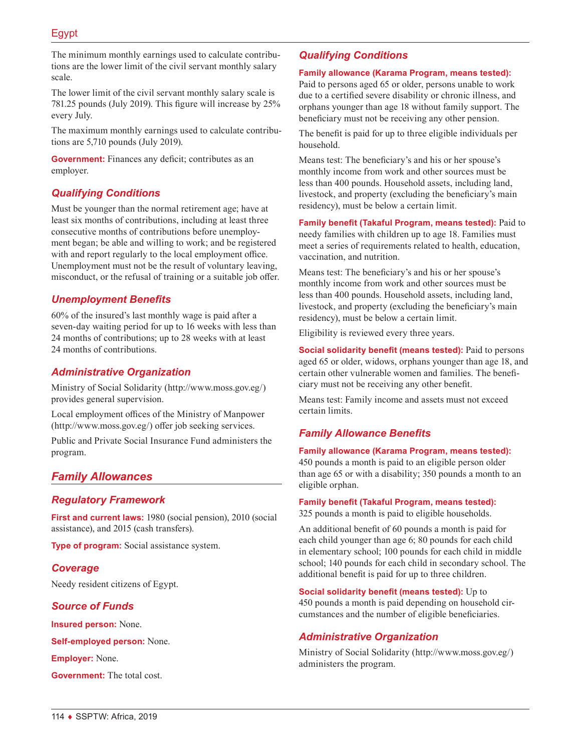The minimum monthly earnings used to calculate contributions are the lower limit of the civil servant monthly salary scale.

The lower limit of the civil servant monthly salary scale is 781.25 pounds (July 2019). This figure will increase by 25% every July.

The maximum monthly earnings used to calculate contributions are 5,710 pounds (July 2019).

**Government:** Finances any deficit; contributes as an employer.

### *Qualifying Conditions*

Must be younger than the normal retirement age; have at least six months of contributions, including at least three consecutive months of contributions before unemployment began; be able and willing to work; and be registered with and report regularly to the local employment office. Unemployment must not be the result of voluntary leaving, misconduct, or the refusal of training or a suitable job offer.

### *Unemployment Benefits*

60% of the insured's last monthly wage is paid after a seven-day waiting period for up to 16 weeks with less than 24 months of contributions; up to 28 weeks with at least 24 months of contributions.

### *Administrative Organization*

Ministry of Social Solidarity (http://www.moss.gov.eg/) provides general supervision.

Local employment offices of the Ministry of Manpower (http://www.moss.gov.eg/) offer job seeking services.

Public and Private Social Insurance Fund administers the program.

## *Family Allowances*

### *Regulatory Framework*

**First and current laws:** 1980 (social pension), 2010 (social assistance), and 2015 (cash transfers).

**Type of program:** Social assistance system.

### *Coverage*

Needy resident citizens of Egypt.

### *Source of Funds*

**Insured person:** None.

**Self-employed person:** None.

**Employer:** None.

**Government:** The total cost.

### *Qualifying Conditions*

**Family allowance (Karama Program, means tested):** Paid to persons aged 65 or older, persons unable to work due to a certified severe disability or chronic illness, and orphans younger than age 18 without family support. The beneficiary must not be receiving any other pension.

The benefit is paid for up to three eligible individuals per household.

Means test: The beneficiary's and his or her spouse's monthly income from work and other sources must be less than 400 pounds. Household assets, including land, livestock, and property (excluding the beneficiary's main residency), must be below a certain limit.

**Family benefit (Takaful Program, means tested):** Paid to needy families with children up to age 18. Families must meet a series of requirements related to health, education, vaccination, and nutrition.

Means test: The beneficiary's and his or her spouse's monthly income from work and other sources must be less than 400 pounds. Household assets, including land, livestock, and property (excluding the beneficiary's main residency), must be below a certain limit.

Eligibility is reviewed every three years.

**Social solidarity benefit (means tested):** Paid to persons aged 65 or older, widows, orphans younger than age 18, and certain other vulnerable women and families. The beneficiary must not be receiving any other benefit.

Means test: Family income and assets must not exceed certain limits.

### *Family Allowance Benefits*

**Family allowance (Karama Program, means tested):** 450 pounds a month is paid to an eligible person older than age 65 or with a disability; 350 pounds a month to an eligible orphan.

**Family benefit (Takaful Program, means tested):** 325 pounds a month is paid to eligible households.

An additional benefit of 60 pounds a month is paid for each child younger than age 6; 80 pounds for each child in elementary school; 100 pounds for each child in middle school; 140 pounds for each child in secondary school. The additional benefit is paid for up to three children.

**Social solidarity benefit (means tested):** Up to 450 pounds a month is paid depending on household circumstances and the number of eligible beneficiaries.

### *Administrative Organization*

Ministry of Social Solidarity (http://www.moss.gov.eg/) administers the program.